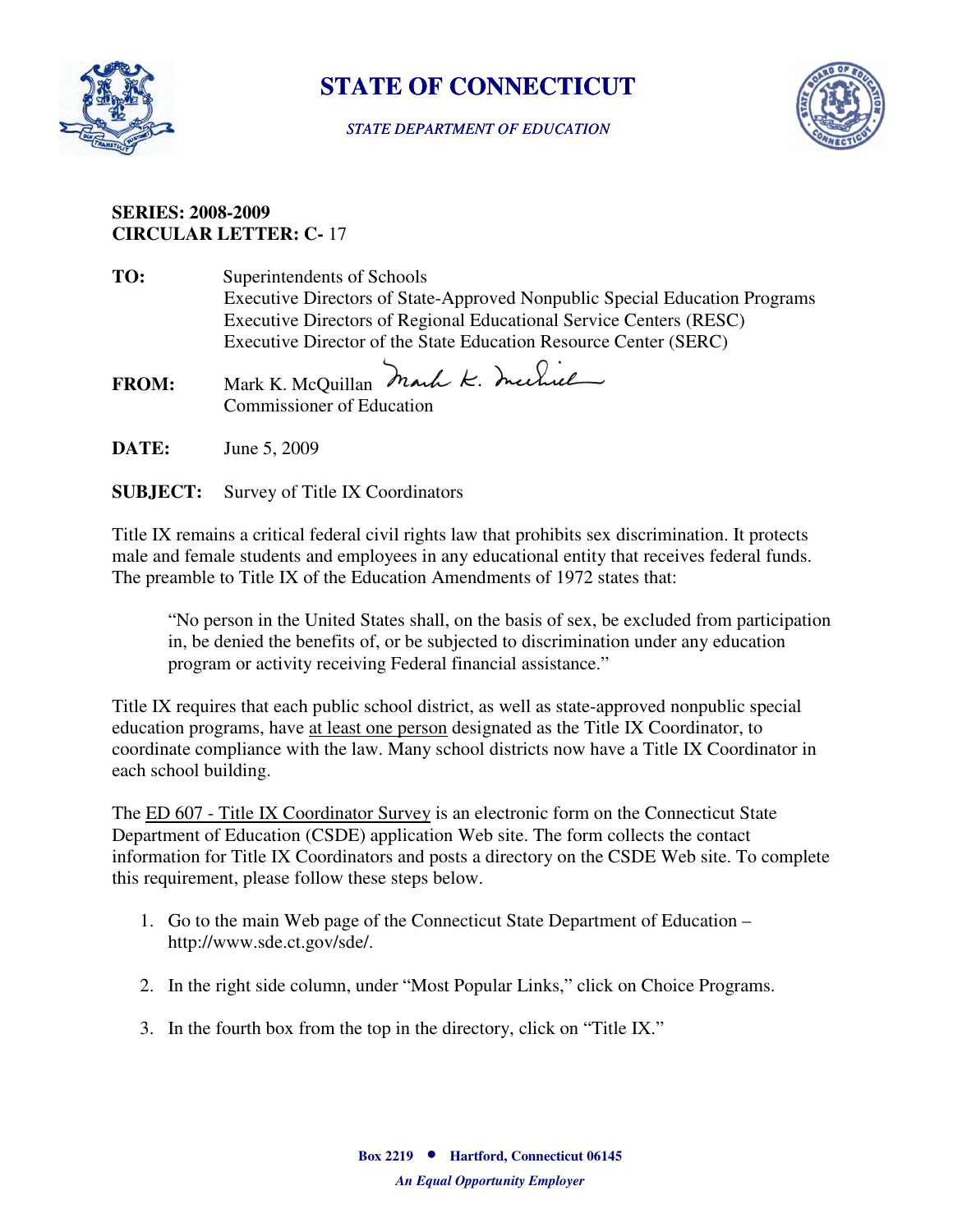# STATE OF CONNECTICUT

*STATE DEPARTMENT OF EDUCATION*

**SERIES: 2008-2009**
**CIRCULAR LETTER: C-** 17

**TO:** Superintendents of Schools
Executive Directors of State-Approved Nonpublic Special Education Programs
Executive Directors of Regional Educational Service Centers (RESC)
Executive Director of the State Education Resource Center (SERC)

**FROM:** Mark K. McQuillan
Commissioner of Education

**DATE:** June 5, 2009

**SUBJECT:** Survey of Title IX Coordinators

Title IX remains a critical federal civil rights law that prohibits sex discrimination. It protects male and female students and employees in any educational entity that receives federal funds. The preamble to Title IX of the Education Amendments of 1972 states that:

> "No person in the United States shall, on the basis of sex, be excluded from participation in, be denied the benefits of, or be subjected to discrimination under any education program or activity receiving Federal financial assistance."

Title IX requires that each public school district, as well as state-approved nonpublic special education programs, have at least one person designated as the Title IX Coordinator, to coordinate compliance with the law. Many school districts now have a Title IX Coordinator in each school building.

The ED 607 - Title IX Coordinator Survey is an electronic form on the Connecticut State Department of Education (CSDE) application Web site. The form collects the contact information for Title IX Coordinators and posts a directory on the CSDE Web site. To complete this requirement, please follow these steps below.

1. Go to the main Web page of the Connecticut State Department of Education – http://www.sde.ct.gov/sde/.
2. In the right side column, under "Most Popular Links," click on Choice Programs.
3. In the fourth box from the top in the directory, click on "Title IX."

**Box 2219 • Hartford, Connecticut 06145**

***An Equal Opportunity Employer***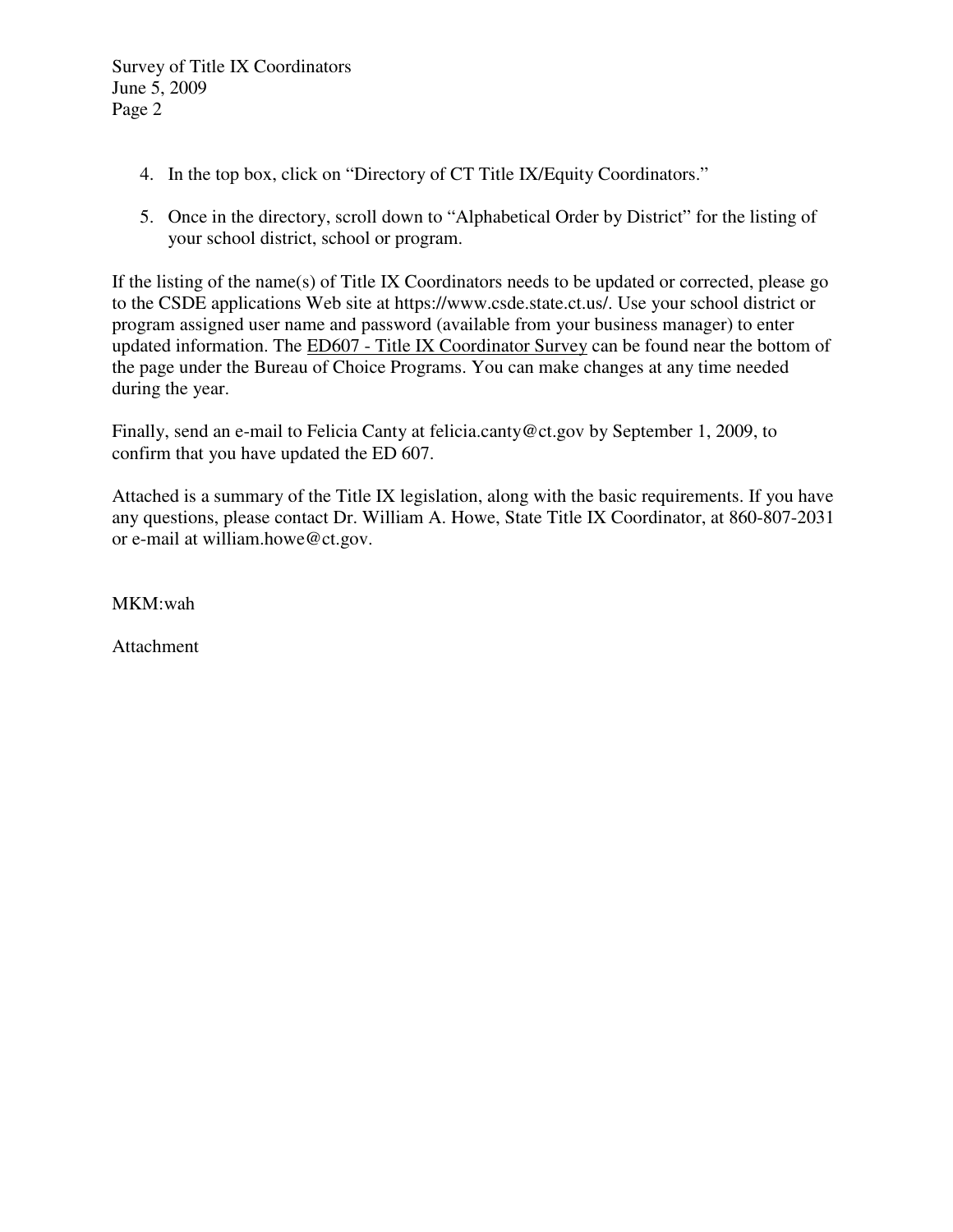4. In the top box, click on “Directory of CT Title IX/Equity Coordinators.”

5. Once in the directory, scroll down to “Alphabetical Order by District” for the listing of your school district, school or program.

If the listing of the name(s) of Title IX Coordinators needs to be updated or corrected, please go to the CSDE applications Web site at https://www.csde.state.ct.us/. Use your school district or program assigned user name and password (available from your business manager) to enter updated information. The <u>ED607 - Title IX Coordinator Survey</u> can be found near the bottom of the page under the Bureau of Choice Programs. You can make changes at any time needed during the year.

Finally, send an e-mail to Felicia Canty at felicia.canty@ct.gov by September 1, 2009, to confirm that you have updated the ED 607.

Attached is a summary of the Title IX legislation, along with the basic requirements. If you have any questions, please contact Dr. William A. Howe, State Title IX Coordinator, at 860-807-2031 or e-mail at william.howe@ct.gov.

MKM:wah

Attachment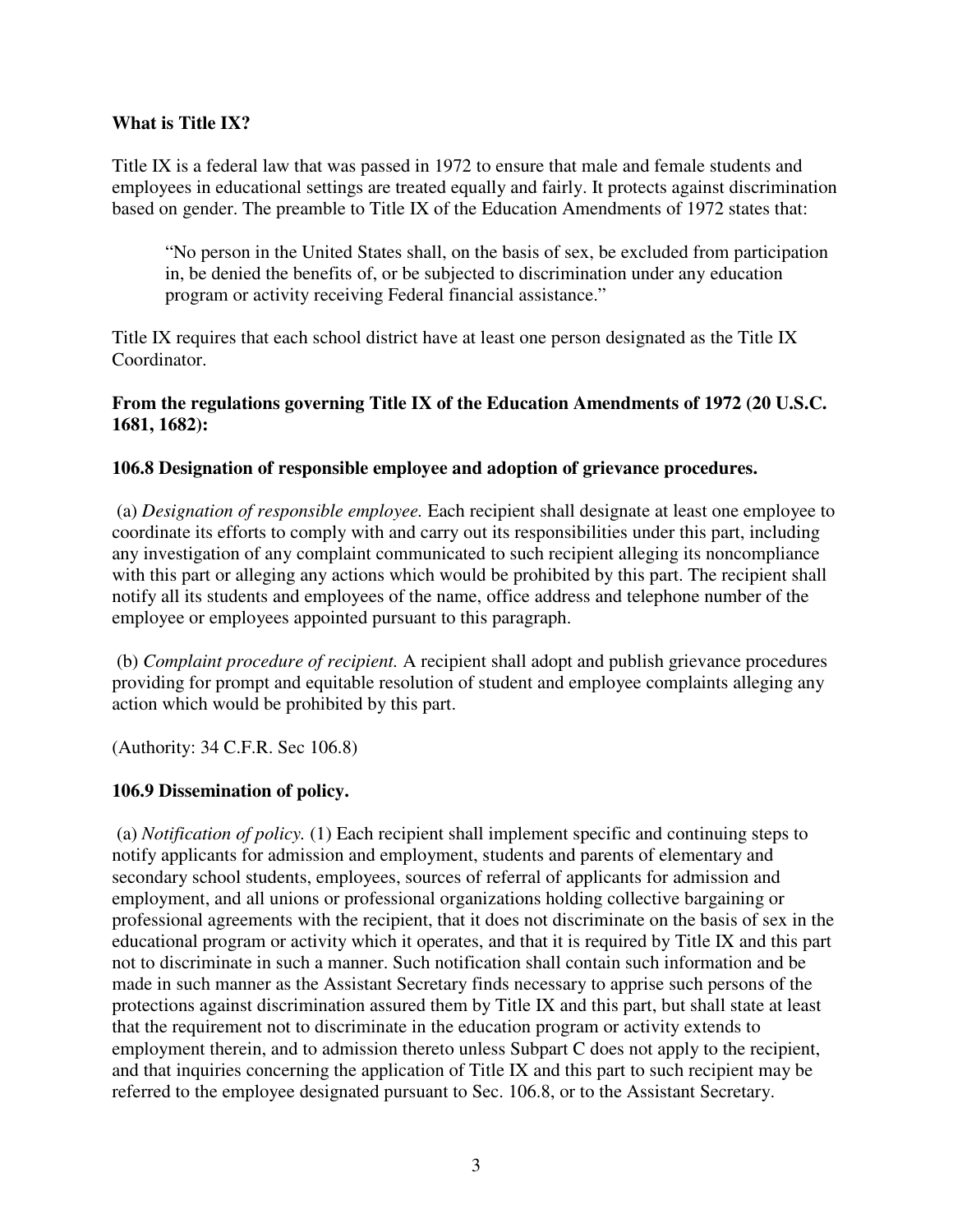**What is Title IX?**

Title IX is a federal law that was passed in 1972 to ensure that male and female students and employees in educational settings are treated equally and fairly. It protects against discrimination based on gender. The preamble to Title IX of the Education Amendments of 1972 states that:

> "No person in the United States shall, on the basis of sex, be excluded from participation in, be denied the benefits of, or be subjected to discrimination under any education program or activity receiving Federal financial assistance."

Title IX requires that each school district have at least one person designated as the Title IX Coordinator.

**From the regulations governing Title IX of the Education Amendments of 1972 (20 U.S.C. 1681, 1682):**

**106.8 Designation of responsible employee and adoption of grievance procedures.**

(a) *Designation of responsible employee.* Each recipient shall designate at least one employee to coordinate its efforts to comply with and carry out its responsibilities under this part, including any investigation of any complaint communicated to such recipient alleging its noncompliance with this part or alleging any actions which would be prohibited by this part. The recipient shall notify all its students and employees of the name, office address and telephone number of the employee or employees appointed pursuant to this paragraph.

(b) *Complaint procedure of recipient.* A recipient shall adopt and publish grievance procedures providing for prompt and equitable resolution of student and employee complaints alleging any action which would be prohibited by this part.

(Authority: 34 C.F.R. Sec 106.8)

**106.9 Dissemination of policy.**

(a) *Notification of policy.* (1) Each recipient shall implement specific and continuing steps to notify applicants for admission and employment, students and parents of elementary and secondary school students, employees, sources of referral of applicants for admission and employment, and all unions or professional organizations holding collective bargaining or professional agreements with the recipient, that it does not discriminate on the basis of sex in the educational program or activity which it operates, and that it is required by Title IX and this part not to discriminate in such a manner. Such notification shall contain such information and be made in such manner as the Assistant Secretary finds necessary to apprise such persons of the protections against discrimination assured them by Title IX and this part, but shall state at least that the requirement not to discriminate in the education program or activity extends to employment therein, and to admission thereto unless Subpart C does not apply to the recipient, and that inquiries concerning the application of Title IX and this part to such recipient may be referred to the employee designated pursuant to Sec. 106.8, or to the Assistant Secretary.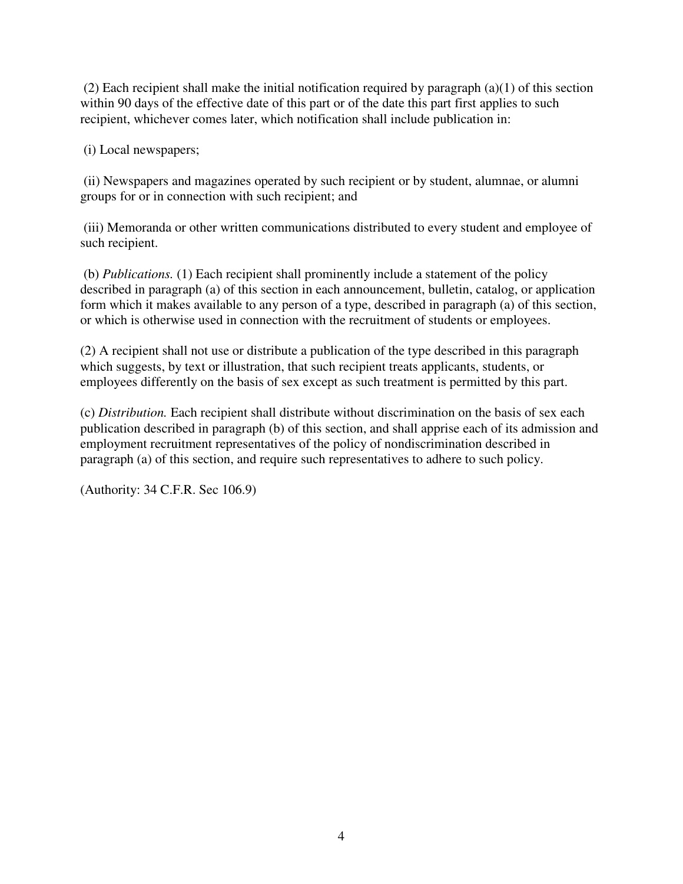(2) Each recipient shall make the initial notification required by paragraph (a)(1) of this section within 90 days of the effective date of this part or of the date this part first applies to such recipient, whichever comes later, which notification shall include publication in:

(i) Local newspapers;

(ii) Newspapers and magazines operated by such recipient or by student, alumnae, or alumni groups for or in connection with such recipient; and

(iii) Memoranda or other written communications distributed to every student and employee of such recipient.

(b) *Publications.* (1) Each recipient shall prominently include a statement of the policy described in paragraph (a) of this section in each announcement, bulletin, catalog, or application form which it makes available to any person of a type, described in paragraph (a) of this section, or which is otherwise used in connection with the recruitment of students or employees.

(2) A recipient shall not use or distribute a publication of the type described in this paragraph which suggests, by text or illustration, that such recipient treats applicants, students, or employees differently on the basis of sex except as such treatment is permitted by this part.

(c) *Distribution.* Each recipient shall distribute without discrimination on the basis of sex each publication described in paragraph (b) of this section, and shall apprise each of its admission and employment recruitment representatives of the policy of nondiscrimination described in paragraph (a) of this section, and require such representatives to adhere to such policy.

(Authority: 34 C.F.R. Sec 106.9)